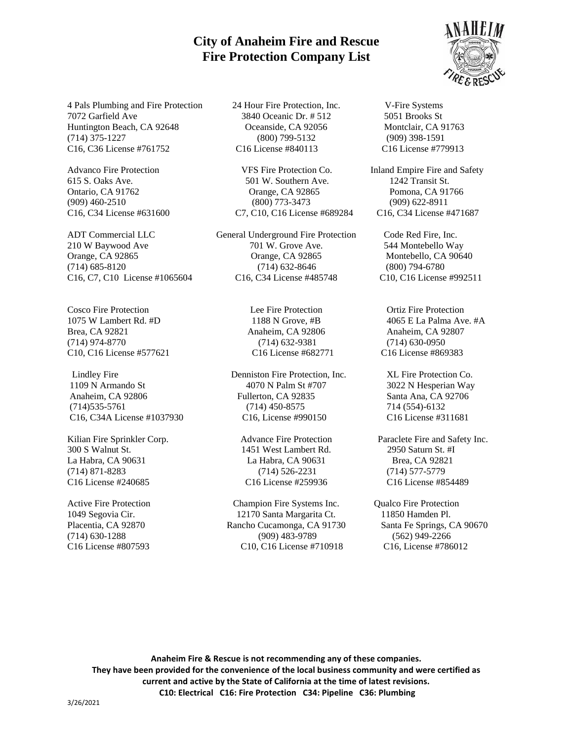# City of Anaheim Fire and Rescue
# Fire Protection Company List

4 Pals Plumbing and Fire Protection
7072 Garfield Ave
Huntington Beach, CA 92648
(714) 375-1227
C16, C36 License #761752

24 Hour Fire Protection, Inc.
3840 Oceanic Dr. # 512
Oceanside, CA 92056
(800) 799-5132
C16 License #840113

V-Fire Systems
5051 Brooks St
Montclair, CA 91763
(909) 398-1591
C16 License #779913

Advanco Fire Protection
615 S. Oaks Ave.
Ontario, CA 91762
(909) 460-2510
C16, C34 License #631600

VFS Fire Protection Co.
501 W. Southern Ave.
Orange, CA 92865
(800) 773-3473
C7, C10, C16 License #689284

Inland Empire Fire and Safety
1242 Transit St.
Pomona, CA 91766
(909) 622-8911
C16, C34 License #471687

ADT Commercial LLC
210 W Baywood Ave
Orange, CA 92865
(714) 685-8120
C16, C7, C10 License #1065604

General Underground Fire Protection
701 W. Grove Ave.
Orange, CA 92865
(714) 632-8646
C16, C34 License #485748

Code Red Fire, Inc.
544 Montebello Way
Montebello, CA 90640
(800) 794-6780
C10, C16 License #992511

Cosco Fire Protection
1075 W Lambert Rd. #D
Brea, CA 92821
(714) 974-8770
C10, C16 License #577621

Lee Fire Protection
1188 N Grove, #B
Anaheim, CA 92806
(714) 632-9381
C16 License #682771

Ortiz Fire Protection
4065 E La Palma Ave. #A
Anaheim, CA 92807
(714) 630-0950
C16 License #869383

Lindley Fire
1109 N Armando St
Anaheim, CA 92806
(714)535-5761
C16, C34A License #1037930

Denniston Fire Protection, Inc.
4070 N Palm St #707
Fullerton, CA 92835
(714) 450-8575
C16, License #990150

XL Fire Protection Co.
3022 N Hesperian Way
Santa Ana, CA 92706
714 (554)-6132
C16 License #311681

Kilian Fire Sprinkler Corp.
300 S Walnut St.
La Habra, CA 90631
(714) 871-8283
C16 License #240685

Advance Fire Protection
1451 West Lambert Rd.
La Habra, CA 90631
(714) 526-2231
C16 License #259936

Paraclete Fire and Safety Inc.
2950 Saturn St. #I
Brea, CA 92821
(714) 577-5779
C16 License #854489

Active Fire Protection
1049 Segovia Cir.
Placentia, CA 92870
(714) 630-1288
C16 License #807593

Champion Fire Systems Inc.
12170 Santa Margarita Ct.
Rancho Cucamonga, CA 91730
(909) 483-9789
C10, C16 License #710918

Qualco Fire Protection
11850 Hamden Pl.
Santa Fe Springs, CA 90670
(562) 949-2266
C16, License #786012

**Anaheim Fire & Rescue is not recommending any of these companies.**
**They have been provided for the convenience of the local business community and were certified as current and active by the State of California at the time of latest revisions.**
**C10: Electrical C16: Fire Protection C34: Pipeline C36: Plumbing**

3/26/2021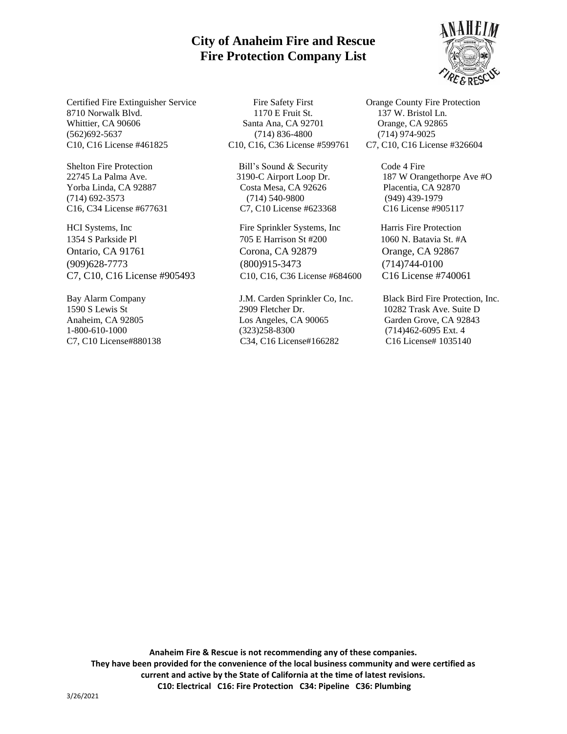# City of Anaheim Fire and Rescue
# Fire Protection Company List

Certified Fire Extinguisher Service
8710 Norwalk Blvd.
Whittier, CA 90606
(562)692-5637
C10, C16 License #461825

Fire Safety First
1170 E Fruit St.
Santa Ana, CA 92701
(714) 836-4800
C10, C16, C36 License #599761

Orange County Fire Protection
137 W. Bristol Ln.
Orange, CA 92865
(714) 974-9025
C7, C10, C16 License #326604

Shelton Fire Protection
22745 La Palma Ave.
Yorba Linda, CA 92887
(714) 692-3573
C16, C34 License #677631

Bill's Sound & Security
3190-C Airport Loop Dr.
Costa Mesa, CA 92626
(714) 540-9800
C7, C10 License #623368

Code 4 Fire
187 W Orangethorpe Ave #O
Placentia, CA 92870
(949) 439-1979
C16 License #905117

HCI Systems, Inc
1354 S Parkside Pl
Ontario, CA 91761
(909)628-7773
C7, C10, C16 License #905493

Fire Sprinkler Systems, Inc
705 E Harrison St #200
Corona, CA 92879
(800)915-3473
C10, C16, C36 License #684600

Harris Fire Protection
1060 N. Batavia St. #A
Orange, CA 92867
(714)744-0100
C16 License #740061

Bay Alarm Company
1590 S Lewis St
Anaheim, CA 92805
1-800-610-1000
C7, C10 License#880138

J.M. Carden Sprinkler Co, Inc.
2909 Fletcher Dr.
Los Angeles, CA 90065
(323)258-8300
C34, C16 License#166282

Black Bird Fire Protection, Inc.
10282 Trask Ave. Suite D
Garden Grove, CA 92843
(714)462-6095 Ext. 4
C16 License# 1035140

**Anaheim Fire & Rescue is not recommending any of these companies.**
**They have been provided for the convenience of the local business community and were certified as current and active by the State of California at the time of latest revisions.**
**C10: Electrical C16: Fire Protection C34: Pipeline C36: Plumbing**

3/26/2021